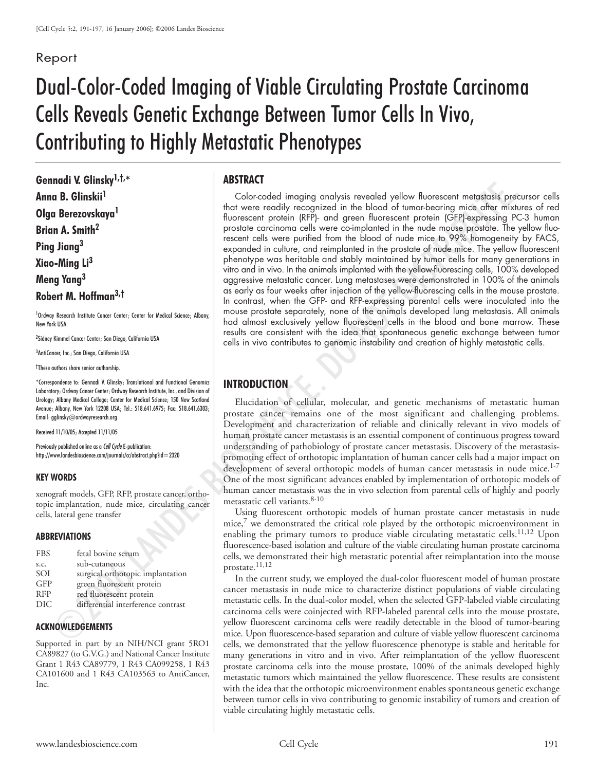Report

# Dual-Color-Coded Imaging of Viable Circulating Prostate Carcinoma Cells Reveals Genetic Exchange Between Tumor Cells In Vivo, Contributing to Highly Metastatic Phenotypes

**Gennadi V. Glinsky[1,†,*]**
**Anna B. Glinskii[1]**
**Olga Berezovskaya[1]**
**Brian A. Smith[2]**
**Ping Jiang[3]**
**Xiao-Ming Li[3]**
**Meng Yang[3]**
**Robert M. Hoffman[3,†]**

[1]Ordway Research Institute Cancer Center; Center for Medical Science; Albany, New York USA

[2]Sidney Kimmel Cancer Center; San Diego, California USA

[3]AntiCancer, Inc.; San Diego, California USA

†These authors share senior authorship.

*Correspondence to: Gennadi V. Glinsky; Translational and Functional Genomics Laboratory; Ordway Cancer Center; Ordway Research Institute, Inc., and Division of Urology; Albany Medical College; Center for Medical Science; 150 New Scotland Avenue; Albany, New York 12208 USA; Tel.: 518.641.6975; Fax: 518.641.6303; Email: gglinsky@ordwayresearch.org

Received 11/10/05; Accepted 11/11/05

Previously published online as a *Cell Cycle* E-publication:
http://www.landesbioscience.com/journals/cc/abstract.php?id=2320

## KEY WORDS

xenograft models, GFP, RFP, prostate cancer, orthotopic-implantation, nude mice, circulating cancer cells, lateral gene transfer

## ABBREVIATIONS

| | |
|---|---|
| FBS | fetal bovine serum |
| s.c. | sub-cutaneous |
| SOI | surgical orthotopic implantation |
| GFP | green fluorescent protein |
| RFP | red fluorescent protein |
| DIC | differential interference contrast |

## ACKNOWLEDGEMENTS

Supported in part by an NIH/NCI grant 5RO1 CA89827 (to G.V.G.) and National Cancer Institute Grant 1 R43 CA89779, 1 R43 CA099258, 1 R43 CA101600 and 1 R43 CA103563 to AntiCancer, Inc.

## ABSTRACT

Color-coded imaging analysis revealed yellow fluorescent metastasis precursor cells that were readily recognized in the blood of tumor-bearing mice after mixtures of red fluorescent protein (RFP)- and green fluorescent protein (GFP)-expressing PC-3 human prostate carcinoma cells were co-implanted in the nude mouse prostate. The yellow fluorescent cells were purified from the blood of nude mice to 99% homogeneity by FACS, expanded in culture, and reimplanted in the prostate of nude mice. The yellow fluorescent phenotype was heritable and stably maintained by tumor cells for many generations in vitro and in vivo. In the animals implanted with the yellow-fluorescing cells, 100% developed aggressive metastatic cancer. Lung metastases were demonstrated in 100% of the animals as early as four weeks after injection of the yellow-fluorescing cells in the mouse prostate. In contrast, when the GFP- and RFP-expressing parental cells were inoculated into the mouse prostate separately, none of the animals developed lung metastasis. All animals had almost exclusively yellow fluorescent cells in the blood and bone marrow. These results are consistent with the idea that spontaneous genetic exchange between tumor cells in vivo contributes to genomic instability and creation of highly metastatic cells.

## INTRODUCTION

Elucidation of cellular, molecular, and genetic mechanisms of metastatic human prostate cancer remains one of the most significant and challenging problems. Development and characterization of reliable and clinically relevant in vivo models of human prostate cancer metastasis is an essential component of continuous progress toward understanding of pathobiology of prostate cancer metastasis. Discovery of the metastasis-promoting effect of orthotopic implantation of human cancer cells had a major impact on development of several orthotopic models of human cancer metastasis in nude mice.[1-7] One of the most significant advances enabled by implementation of orthotopic models of human cancer metastasis was the in vivo selection from parental cells of highly and poorly metastatic cell variants.[8-10]

Using fluorescent orthotopic models of human prostate cancer metastasis in nude mice,[7] we demonstrated the critical role played by the orthotopic microenvironment in enabling the primary tumors to produce viable circulating metastatic cells.[11,12] Upon fluorescence-based isolation and culture of the viable circulating human prostate carcinoma cells, we demonstrated their high metastatic potential after reimplantation into the mouse prostate.[11,12]

In the current study, we employed the dual-color fluorescent model of human prostate cancer metastasis in nude mice to characterize distinct populations of viable circulating metastatic cells. In the dual-color model, when the selected GFP-labeled viable circulating carcinoma cells were coinjected with RFP-labeled parental cells into the mouse prostate, yellow fluorescent carcinoma cells were readily detectable in the blood of tumor-bearing mice. Upon fluorescence-based separation and culture of viable yellow fluorescent carcinoma cells, we demonstrated that the yellow fluorescence phenotype is stable and heritable for many generations in vitro and in vivo. After reimplantation of the yellow fluorescent prostate carcinoma cells into the mouse prostate, 100% of the animals developed highly metastatic tumors which maintained the yellow fluorescence. These results are consistent with the idea that the orthotopic microenvironment enables spontaneous genetic exchange between tumor cells in vivo contributing to genomic instability of tumors and creation of viable circulating highly metastatic cells.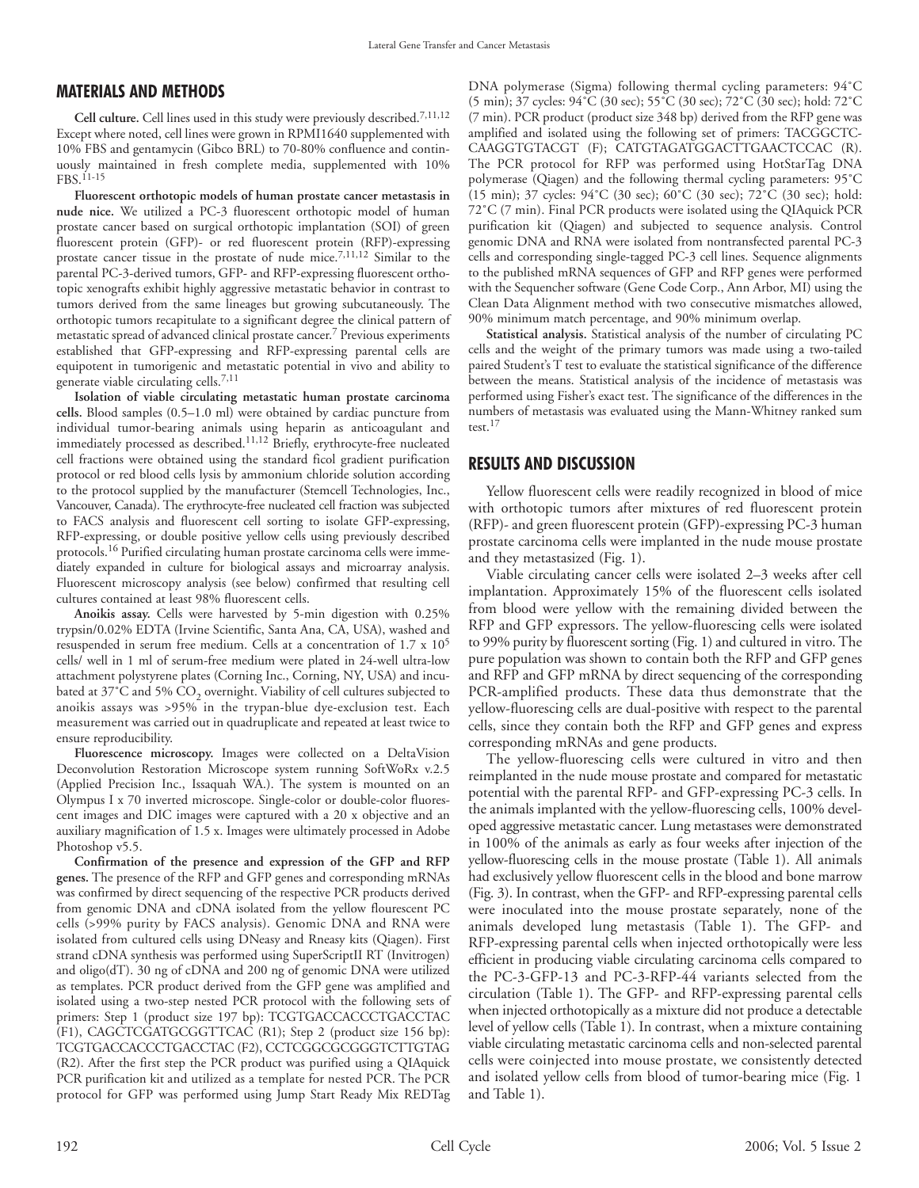## MATERIALS AND METHODS

**Cell culture.** Cell lines used in this study were previously described.[7,11,12] Except where noted, cell lines were grown in RPMI1640 supplemented with 10% FBS and gentamycin (Gibco BRL) to 70-80% confluence and continuously maintained in fresh complete media, supplemented with 10% FBS.[11-15]

**Fluorescent orthotopic models of human prostate cancer metastasis in nude nice.** We utilized a PC-3 fluorescent orthotopic model of human prostate cancer based on surgical orthotopic implantation (SOI) of green fluorescent protein (GFP)- or red fluorescent protein (RFP)-expressing prostate cancer tissue in the prostate of nude mice.[7,11,12] Similar to the parental PC-3-derived tumors, GFP- and RFP-expressing fluorescent orthotopic xenografts exhibit highly aggressive metastatic behavior in contrast to tumors derived from the same lineages but growing subcutaneously. The orthotopic tumors recapitulate to a significant degree the clinical pattern of metastatic spread of advanced clinical prostate cancer.[7] Previous experiments established that GFP-expressing and RFP-expressing parental cells are equipotent in tumorigenic and metastatic potential in vivo and ability to generate viable circulating cells.[7,11]

**Isolation of viable circulating metastatic human prostate carcinoma cells.** Blood samples (0.5–1.0 ml) were obtained by cardiac puncture from individual tumor-bearing animals using heparin as anticoagulant and immediately processed as described.[11,12] Briefly, erythrocyte-free nucleated cell fractions were obtained using the standard ficol gradient purification protocol or red blood cells lysis by ammonium chloride solution according to the protocol supplied by the manufacturer (Stemcell Technologies, Inc., Vancouver, Canada). The erythrocyte-free nucleated cell fraction was subjected to FACS analysis and fluorescent cell sorting to isolate GFP-expressing, RFP-expressing, or double positive yellow cells using previously described protocols.[16] Purified circulating human prostate carcinoma cells were immediately expanded in culture for biological assays and microarray analysis. Fluorescent microscopy analysis (see below) confirmed that resulting cell cultures contained at least 98% fluorescent cells.

**Anoikis assay.** Cells were harvested by 5-min digestion with 0.25% trypsin/0.02% EDTA (Irvine Scientific, Santa Ana, CA, USA), washed and resuspended in serum free medium. Cells at a concentration of $1.7 \times 10^5$ cells/ well in 1 ml of serum-free medium were plated in 24-well ultra-low attachment polystyrene plates (Corning Inc., Corning, NY, USA) and incubated at 37˚C and 5% $CO_2$ overnight. Viability of cell cultures subjected to anoikis assays was >95% in the trypan-blue dye-exclusion test. Each measurement was carried out in quadruplicate and repeated at least twice to ensure reproducibility.

**Fluorescence microscopy.** Images were collected on a DeltaVision Deconvolution Restoration Microscope system running SoftWoRx v.2.5 (Applied Precision Inc., Issaquah WA.). The system is mounted on an Olympus I x 70 inverted microscope. Single-color or double-color fluorescent images and DIC images were captured with a 20 x objective and an auxiliary magnification of 1.5 x. Images were ultimately processed in Adobe Photoshop v5.5.

**Confirmation of the presence and expression of the GFP and RFP genes.** The presence of the RFP and GFP genes and corresponding mRNAs was confirmed by direct sequencing of the respective PCR products derived from genomic DNA and cDNA isolated from the yellow flourescent PC cells (>99% purity by FACS analysis). Genomic DNA and RNA were isolated from cultured cells using DNeasy and Rneasy kits (Qiagen). First strand cDNA synthesis was performed using SuperScriptII RT (Invitrogen) and oligo(dT). 30 ng of cDNA and 200 ng of genomic DNA were utilized as templates. PCR product derived from the GFP gene was amplified and isolated using a two-step nested PCR protocol with the following sets of primers: Step 1 (product size 197 bp): TCGTGACCACCCTGACCTAC (F1), CAGCTCGATGCGGTTCAC (R1); Step 2 (product size 156 bp): TCGTGACCACCCTGACCTAC (F2), CCTCGGCGCGGGTCTTGTAG (R2). After the first step the PCR product was purified using a QIAquick PCR purification kit and utilized as a template for nested PCR. The PCR protocol for GFP was performed using Jump Start Ready Mix REDTag DNA polymerase (Sigma) following thermal cycling parameters: 94˚C (5 min); 37 cycles: 94˚C (30 sec); 55˚C (30 sec); 72˚C (30 sec); hold: 72˚C (7 min). PCR product (product size 348 bp) derived from the RFP gene was amplified and isolated using the following set of primers: TACGGCTCCAAGGTGTACGT (F); CATGTAGATGGACTTGAACTCCAC (R). The PCR protocol for RFP was performed using HotStarTag DNA polymerase (Qiagen) and the following thermal cycling parameters: 95˚C (15 min); 37 cycles: 94˚C (30 sec); 60˚C (30 sec); 72˚C (30 sec); hold: 72˚C (7 min). Final PCR products were isolated using the QIAquick PCR purification kit (Qiagen) and subjected to sequence analysis. Control genomic DNA and RNA were isolated from nontransfected parental PC-3 cells and corresponding single-tagged PC-3 cell lines. Sequence alignments to the published mRNA sequences of GFP and RFP genes were performed with the Sequencher software (Gene Code Corp., Ann Arbor, MI) using the Clean Data Alignment method with two consecutive mismatches allowed, 90% minimum match percentage, and 90% minimum overlap.

**Statistical analysis.** Statistical analysis of the number of circulating PC cells and the weight of the primary tumors was made using a two-tailed paired Student's T test to evaluate the statistical significance of the difference between the means. Statistical analysis of the incidence of metastasis was performed using Fisher's exact test. The significance of the differences in the numbers of metastasis was evaluated using the Mann-Whitney ranked sum test.[17]

## RESULTS AND DISCUSSION

Yellow fluorescent cells were readily recognized in blood of mice with orthotopic tumors after mixtures of red fluorescent protein (RFP)- and green fluorescent protein (GFP)-expressing PC-3 human prostate carcinoma cells were implanted in the nude mouse prostate and they metastasized (Fig. 1).

Viable circulating cancer cells were isolated 2–3 weeks after cell implantation. Approximately 15% of the fluorescent cells isolated from blood were yellow with the remaining divided between the RFP and GFP expressors. The yellow-fluorescing cells were isolated to 99% purity by fluorescent sorting (Fig. 1) and cultured in vitro. The pure population was shown to contain both the RFP and GFP genes and RFP and GFP mRNA by direct sequencing of the corresponding PCR-amplified products. These data thus demonstrate that the yellow-fluorescing cells are dual-positive with respect to the parental cells, since they contain both the RFP and GFP genes and express corresponding mRNAs and gene products.

The yellow-fluorescing cells were cultured in vitro and then reimplanted in the nude mouse prostate and compared for metastatic potential with the parental RFP- and GFP-expressing PC-3 cells. In the animals implanted with the yellow-fluorescing cells, 100% developed aggressive metastatic cancer. Lung metastases were demonstrated in 100% of the animals as early as four weeks after injection of the yellow-fluorescing cells in the mouse prostate (Table 1). All animals had exclusively yellow fluorescent cells in the blood and bone marrow (Fig. 3). In contrast, when the GFP- and RFP-expressing parental cells were inoculated into the mouse prostate separately, none of the animals developed lung metastasis (Table 1). The GFP- and RFP-expressing parental cells when injected orthotopically were less efficient in producing viable circulating carcinoma cells compared to the PC-3-GFP-13 and PC-3-RFP-44 variants selected from the circulation (Table 1). The GFP- and RFP-expressing parental cells when injected orthotopically as a mixture did not produce a detectable level of yellow cells (Table 1). In contrast, when a mixture containing viable circulating metastatic carcinoma cells and non-selected parental cells were coinjected into mouse prostate, we consistently detected and isolated yellow cells from blood of tumor-bearing mice (Fig. 1 and Table 1).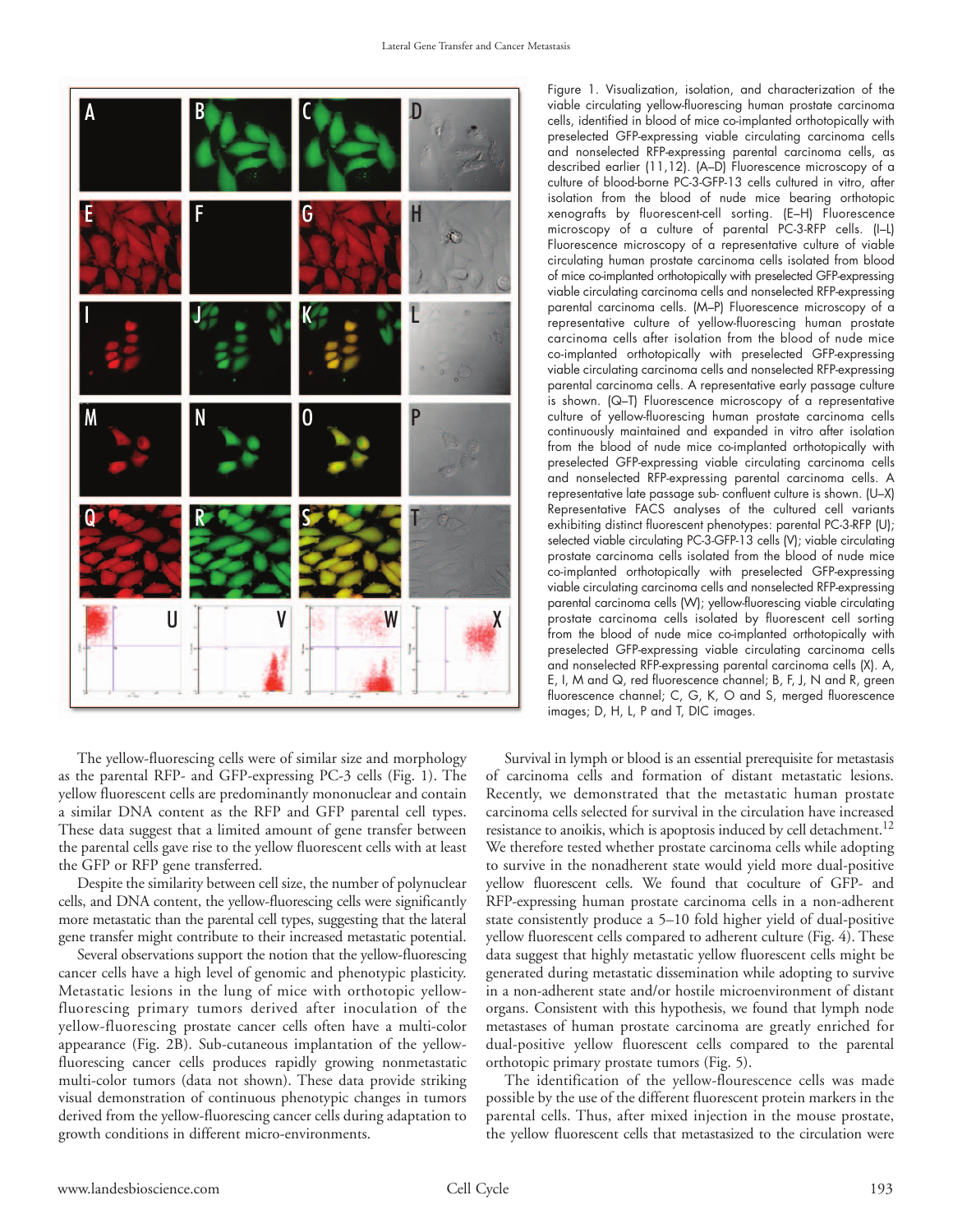Figure 1. Visualization, isolation, and characterization of the viable circulating yellow-fluorescing human prostate carcinoma cells, identified in blood of mice co-implanted orthotopically with preselected GFP-expressing viable circulating carcinoma cells and nonselected RFP-expressing parental carcinoma cells, as described earlier (11,12). (A–D) Fluorescence microscopy of a culture of blood-borne PC-3-GFP-13 cells cultured in vitro, after isolation from the blood of nude mice bearing orthotopic xenografts by fluorescent-cell sorting. (E–H) Fluorescence microscopy of a culture of parental PC-3-RFP cells. (I–L) Fluorescence microscopy of a representative culture of viable circulating human prostate carcinoma cells isolated from blood of mice co-implanted orthotopically with preselected GFP-expressing viable circulating carcinoma cells and nonselected RFP-expressing parental carcinoma cells. (M–P) Fluorescence microscopy of a representative culture of yellow-fluorescing human prostate carcinoma cells after isolation from the blood of nude mice co-implanted orthotopically with preselected GFP-expressing viable circulating carcinoma cells and nonselected RFP-expressing parental carcinoma cells. A representative early passage culture is shown. (Q–T) Fluorescence microscopy of a representative culture of yellow-fluorescing human prostate carcinoma cells continuously maintained and expanded in vitro after isolation from the blood of nude mice co-implanted orthotopically with preselected GFP-expressing viable circulating carcinoma cells and nonselected RFP-expressing parental carcinoma cells. A representative late passage sub- confluent culture is shown. (U–X) Representative FACS analyses of the cultured cell variants exhibiting distinct fluorescent phenotypes: parental PC-3-RFP (U); selected viable circulating PC-3-GFP-13 cells (V); viable circulating prostate carcinoma cells isolated from the blood of nude mice co-implanted orthotopically with preselected GFP-expressing viable circulating carcinoma cells and nonselected RFP-expressing parental carcinoma cells (W); yellow-fluorescing viable circulating prostate carcinoma cells isolated by fluorescent cell sorting from the blood of nude mice co-implanted orthotopically with preselected GFP-expressing viable circulating carcinoma cells and nonselected RFP-expressing parental carcinoma cells (X). A, E, I, M and Q, red fluorescence channel; B, F, J, N and R, green fluorescence channel; C, G, K, O and S, merged fluorescence images; D, H, L, P and T, DIC images.

The yellow-fluorescing cells were of similar size and morphology as the parental RFP- and GFP-expressing PC-3 cells (Fig. 1). The yellow fluorescent cells are predominantly mononuclear and contain a similar DNA content as the RFP and GFP parental cell types. These data suggest that a limited amount of gene transfer between the parental cells gave rise to the yellow fluorescent cells with at least the GFP or RFP gene transferred.

Despite the similarity between cell size, the number of polynuclear cells, and DNA content, the yellow-fluorescing cells were significantly more metastatic than the parental cell types, suggesting that the lateral gene transfer might contribute to their increased metastatic potential.

Several observations support the notion that the yellow-fluorescing cancer cells have a high level of genomic and phenotypic plasticity. Metastatic lesions in the lung of mice with orthotopic yellow-fluorescing primary tumors derived after inoculation of the yellow-fluorescing prostate cancer cells often have a multi-color appearance (Fig. 2B). Sub-cutaneous implantation of the yellow-fluorescing cancer cells produces rapidly growing nonmetastatic multi-color tumors (data not shown). These data provide striking visual demonstration of continuous phenotypic changes in tumors derived from the yellow-fluorescing cancer cells during adaptation to growth conditions in different micro-environments.

Survival in lymph or blood is an essential prerequisite for metastasis of carcinoma cells and formation of distant metastatic lesions. Recently, we demonstrated that the metastatic human prostate carcinoma cells selected for survival in the circulation have increased resistance to anoikis, which is apoptosis induced by cell detachment.[12] We therefore tested whether prostate carcinoma cells while adopting to survive in the nonadherent state would yield more dual-positive yellow fluorescent cells. We found that coculture of GFP- and RFP-expressing human prostate carcinoma cells in a non-adherent state consistently produce a 5–10 fold higher yield of dual-positive yellow fluorescent cells compared to adherent culture (Fig. 4). These data suggest that highly metastatic yellow fluorescent cells might be generated during metastatic dissemination while adopting to survive in a non-adherent state and/or hostile microenvironment of distant organs. Consistent with this hypothesis, we found that lymph node metastases of human prostate carcinoma are greatly enriched for dual-positive yellow fluorescent cells compared to the parental orthotopic primary prostate tumors (Fig. 5).

The identification of the yellow-flourescence cells was made possible by the use of the different fluorescent protein markers in the parental cells. Thus, after mixed injection in the mouse prostate, the yellow fluorescent cells that metastasized to the circulation were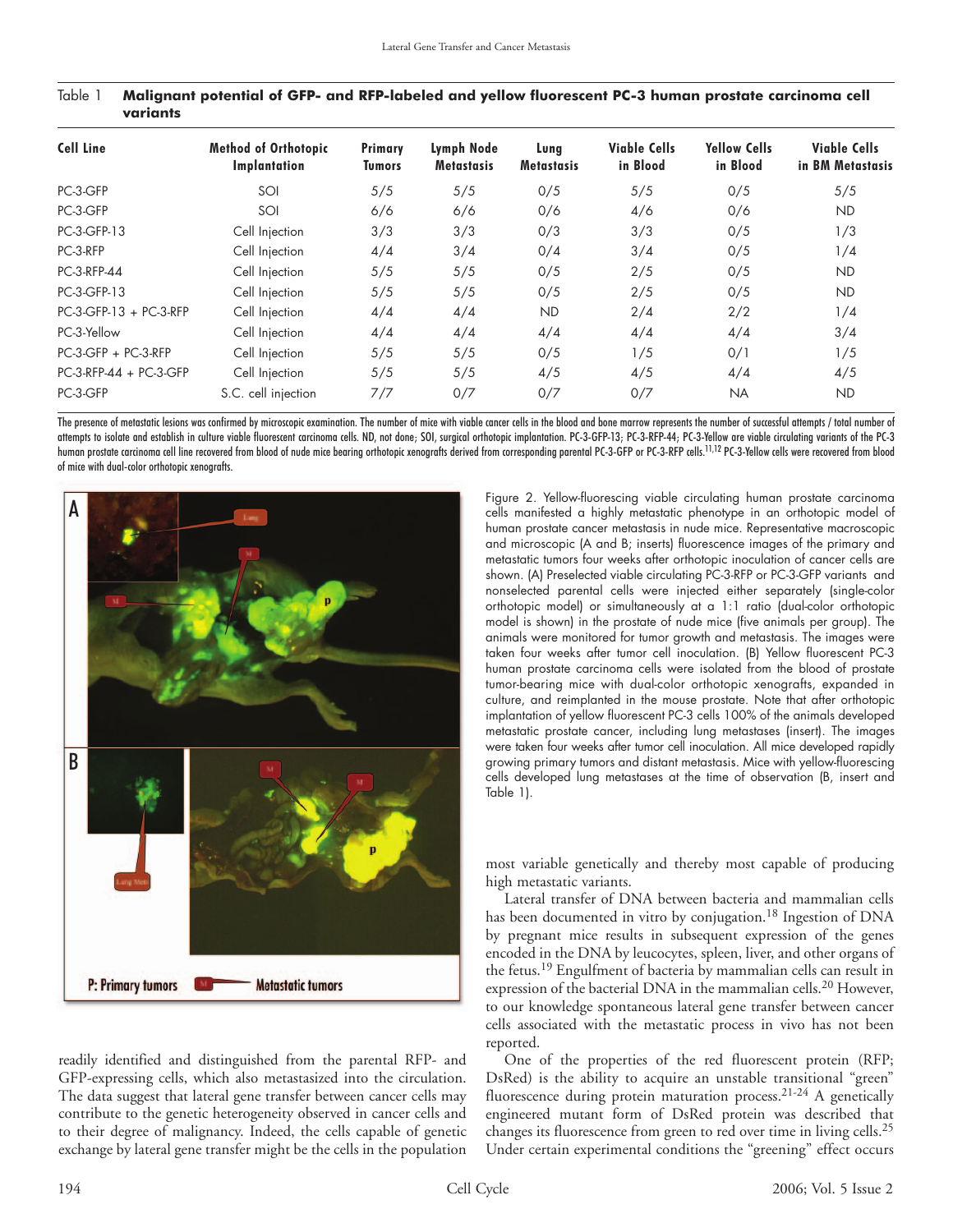Table 1 **Malignant potential of GFP- and RFP-labeled and yellow fluorescent PC-3 human prostate carcinoma cell variants**

| Cell Line | Method of Orthotopic Implantation | Primary Tumors | Lymph Node Metastasis | Lung Metastasis | Viable Cells in Blood | Yellow Cells in Blood | Viable Cells in BM Metastasis |
|---|---|---|---|---|---|---|---|
| PC-3-GFP | SOI | 5/5 | 5/5 | 0/5 | 5/5 | 0/5 | 5/5 |
| PC-3-GFP | SOI | 6/6 | 6/6 | 0/6 | 4/6 | 0/6 | ND |
| PC-3-GFP-13 | Cell Injection | 3/3 | 3/3 | 0/3 | 3/3 | 0/5 | 1/3 |
| PC-3-RFP | Cell Injection | 4/4 | 3/4 | 0/4 | 3/4 | 0/5 | 1/4 |
| PC-3-RFP-44 | Cell Injection | 5/5 | 5/5 | 0/5 | 2/5 | 0/5 | ND |
| PC-3-GFP-13 | Cell Injection | 5/5 | 5/5 | 0/5 | 2/5 | 0/5 | ND |
| PC-3-GFP-13 + PC-3-RFP | Cell Injection | 4/4 | 4/4 | ND | 2/4 | 2/2 | 1/4 |
| PC-3-Yellow | Cell Injection | 4/4 | 4/4 | 4/4 | 4/4 | 4/4 | 3/4 |
| PC-3-GFP + PC-3-RFP | Cell Injection | 5/5 | 5/5 | 0/5 | 1/5 | 0/1 | 1/5 |
| PC-3-RFP-44 + PC-3-GFP | Cell Injection | 5/5 | 5/5 | 4/5 | 4/5 | 4/4 | 4/5 |
| PC-3-GFP | S.C. cell injection | 7/7 | 0/7 | 0/7 | 0/7 | NA | ND |

The presence of metastatic lesions was confirmed by microscopic examination. The number of mice with viable cancer cells in the blood and bone marrow represents the number of successful attempts / total number of attempts to isolate and establish in culture viable fluorescent carcinoma cells. ND, not done; SOI, surgical orthotopic implantation. PC-3-GFP-13; PC-3-RFP-44; PC-3-Yellow are viable circulating variants of the PC-3 human prostate carcinoma cell line recovered from blood of nude mice bearing orthotopic xenografts derived from corresponding parental PC-3-GFP or PC-3-RFP cells.[11,12] PC-3-Yellow cells were recovered from blood of mice with dual-color orthotopic xenografts.

Figure 2. Yellow-fluorescing viable circulating human prostate carcinoma cells manifested a highly metastatic phenotype in an orthotopic model of human prostate cancer metastasis in nude mice. Representative macroscopic and microscopic (A and B; inserts) fluorescence images of the primary and metastatic tumors four weeks after orthotopic inoculation of cancer cells are shown. (A) Preselected viable circulating PC-3-RFP or PC-3-GFP variants and nonselected parental cells were injected either separately (single-color orthotopic model) or simultaneously at a 1:1 ratio (dual-color orthotopic model is shown) in the prostate of nude mice (five animals per group). The animals were monitored for tumor growth and metastasis. The images were taken four weeks after tumor cell inoculation. (B) Yellow fluorescent PC-3 human prostate carcinoma cells were isolated from the blood of prostate tumor-bearing mice with dual-color orthotopic xenografts, expanded in culture, and reimplanted in the mouse prostate. Note that after orthotopic implantation of yellow fluorescent PC-3 cells 100% of the animals developed metastatic prostate cancer, including lung metastases (insert). The images were taken four weeks after tumor cell inoculation. All mice developed rapidly growing primary tumors and distant metastasis. Mice with yellow-fluorescing cells developed lung metastases at the time of observation (B, insert and Table 1).

readily identified and distinguished from the parental RFP- and GFP-expressing cells, which also metastasized into the circulation. The data suggest that lateral gene transfer between cancer cells may contribute to the genetic heterogeneity observed in cancer cells and to their degree of malignancy. Indeed, the cells capable of genetic exchange by lateral gene transfer might be the cells in the population most variable genetically and thereby most capable of producing high metastatic variants.

Lateral transfer of DNA between bacteria and mammalian cells has been documented in vitro by conjugation.[18] Ingestion of DNA by pregnant mice results in subsequent expression of the genes encoded in the DNA by leucocytes, spleen, liver, and other organs of the fetus.[19] Engulfment of bacteria by mammalian cells can result in expression of the bacterial DNA in the mammalian cells.[20] However, to our knowledge spontaneous lateral gene transfer between cancer cells associated with the metastatic process in vivo has not been reported.

One of the properties of the red fluorescent protein (RFP; DsRed) is the ability to acquire an unstable transitional "green" fluorescence during protein maturation process.[21-24] A genetically engineered mutant form of DsRed protein was described that changes its fluorescence from green to red over time in living cells.[25] Under certain experimental conditions the "greening" effect occurs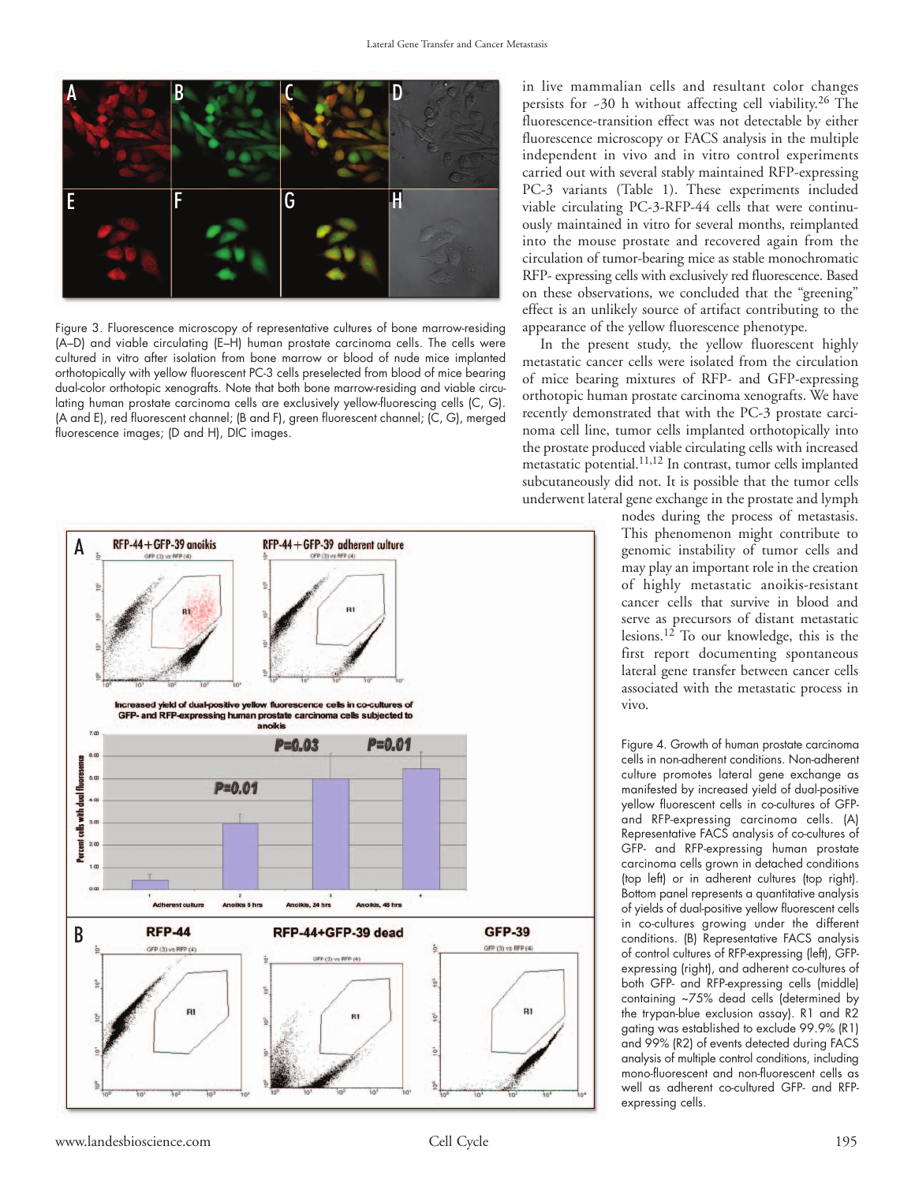Figure 3. Fluorescence microscopy of representative cultures of bone marrow-residing (A–D) and viable circulating (E–H) human prostate carcinoma cells. The cells were cultured in vitro after isolation from bone marrow or blood of nude mice implanted orthotopically with yellow fluorescent PC-3 cells preselected from blood of mice bearing dual-color orthotopic xenografts. Note that both bone marrow-residing and viable circulating human prostate carcinoma cells are exclusively yellow-fluorescing cells (C, G). (A and E), red fluorescent channel; (B and F), green fluorescent channel; (C, G), merged fluorescence images; (D and H), DIC images.

in live mammalian cells and resultant color changes persists for ~30 h without affecting cell viability.[26] The fluorescence-transition effect was not detectable by either fluorescence microscopy or FACS analysis in the multiple independent in vivo and in vitro control experiments carried out with several stably maintained RFP-expressing PC-3 variants (Table 1). These experiments included viable circulating PC-3-RFP-44 cells that were continuously maintained in vitro for several months, reimplanted into the mouse prostate and recovered again from the circulation of tumor-bearing mice as stable monochromatic RFP- expressing cells with exclusively red fluorescence. Based on these observations, we concluded that the "greening" effect is an unlikely source of artifact contributing to the appearance of the yellow fluorescence phenotype.

In the present study, the yellow fluorescent highly metastatic cancer cells were isolated from the circulation of mice bearing mixtures of RFP- and GFP-expressing orthotopic human prostate carcinoma xenografts. We have recently demonstrated that with the PC-3 prostate carcinoma cell line, tumor cells implanted orthotopically into the prostate produced viable circulating cells with increased metastatic potential.[11,12] In contrast, tumor cells implanted subcutaneously did not. It is possible that the tumor cells underwent lateral gene exchange in the prostate and lymph nodes during the process of metastasis. This phenomenon might contribute to genomic instability of tumor cells and may play an important role in the creation of highly metastatic anoikis-resistant cancer cells that survive in blood and serve as precursors of distant metastatic lesions.[12] To our knowledge, this is the first report documenting spontaneous lateral gene transfer between cancer cells associated with the metastatic process in vivo.

Figure 4. Growth of human prostate carcinoma cells in non-adherent conditions. Non-adherent culture promotes lateral gene exchange as manifested by increased yield of dual-positive yellow fluorescent cells in co-cultures of GFP- and RFP-expressing carcinoma cells. (A) Representative FACS analysis of co-cultures of GFP- and RFP-expressing human prostate carcinoma cells grown in detached conditions (top left) or in adherent cultures (top right). Bottom panel represents a quantitative analysis of yields of dual-positive yellow fluorescent cells in co-cultures growing under the different conditions. (B) Representative FACS analysis of control cultures of RFP-expressing (left), GFP-expressing (right), and adherent co-cultures of both GFP- and RFP-expressing cells (middle) containing ~75% dead cells (determined by the trypan-blue exclusion assay). R1 and R2 gating was established to exclude 99.9% (R1) and 99% (R2) of events detected during FACS analysis of multiple control conditions, including mono-fluorescent and non-fluorescent cells as well as adherent co-cultured GFP- and RFP-expressing cells.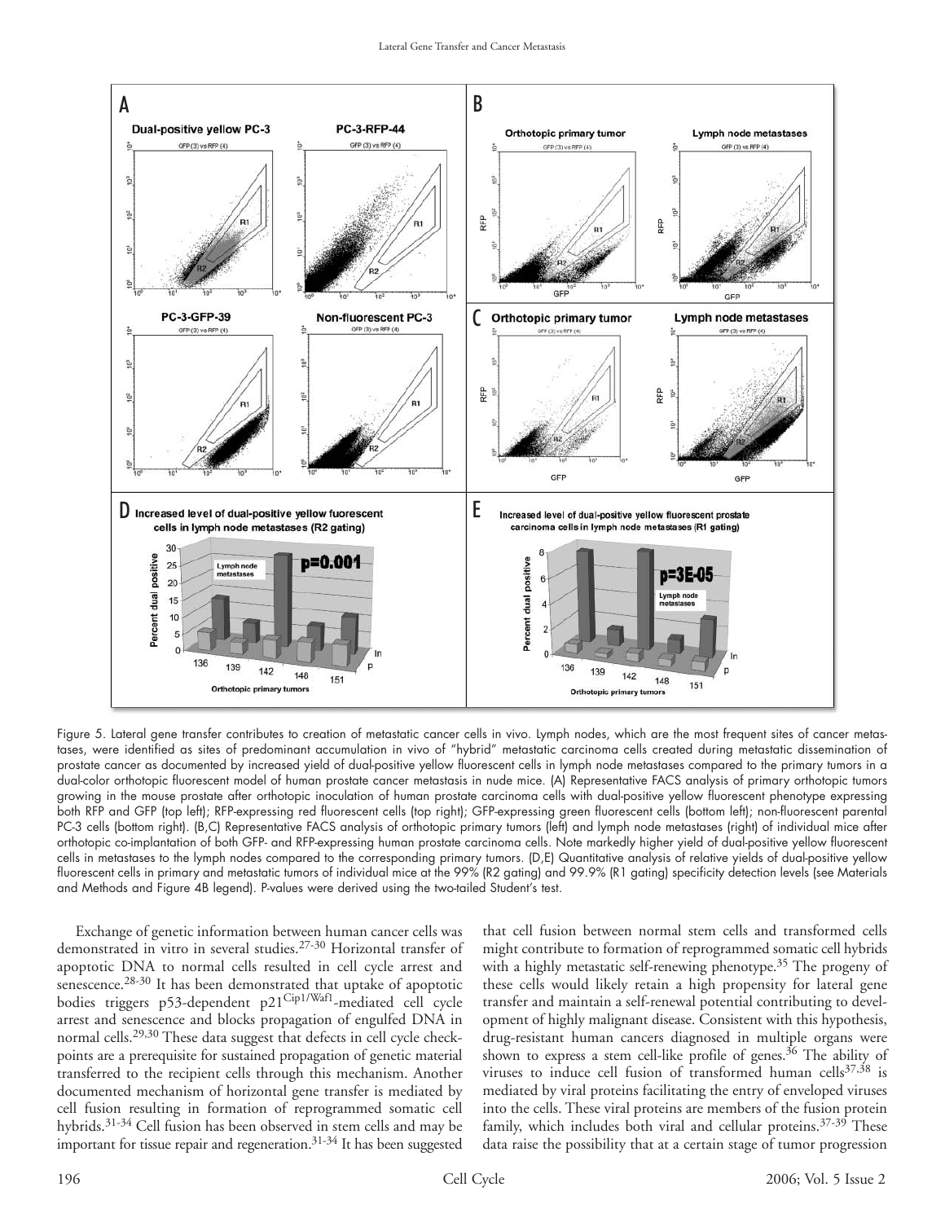Figure 5. Lateral gene transfer contributes to creation of metastatic cancer cells in vivo. Lymph nodes, which are the most frequent sites of cancer metastases, were identified as sites of predominant accumulation in vivo of "hybrid" metastatic carcinoma cells created during metastatic dissemination of prostate cancer as documented by increased yield of dual-positive yellow fluorescent cells in lymph node metastases compared to the primary tumors in a dual-color orthotopic fluorescent model of human prostate cancer metastasis in nude mice. (A) Representative FACS analysis of primary orthotopic tumors growing in the mouse prostate after orthotopic inoculation of human prostate carcinoma cells with dual-positive yellow fluorescent phenotype expressing both RFP and GFP (top left); RFP-expressing red fluorescent cells (top right); GFP-expressing green fluorescent cells (bottom left); non-fluorescent parental PC-3 cells (bottom right). (B,C) Representative FACS analysis of orthotopic primary tumors (left) and lymph node metastases (right) of individual mice after orthotopic co-implantation of both GFP- and RFP-expressing human prostate carcinoma cells. Note markedly higher yield of dual-positive yellow fluorescent cells in metastases to the lymph nodes compared to the corresponding primary tumors. (D,E) Quantitative analysis of relative yields of dual-positive yellow fluorescent cells in primary and metastatic tumors of individual mice at the 99% (R2 gating) and 99.9% (R1 gating) specificity detection levels (see Materials and Methods and Figure 4B legend). P-values were derived using the two-tailed Student's test.

Exchange of genetic information between human cancer cells was demonstrated in vitro in several studies.[27-30] Horizontal transfer of apoptotic DNA to normal cells resulted in cell cycle arrest and senescence.[28-30] It has been demonstrated that uptake of apoptotic bodies triggers p53-dependent p21[Cip1/Waf1]-mediated cell cycle arrest and senescence and blocks propagation of engulfed DNA in normal cells.[29,30] These data suggest that defects in cell cycle checkpoints are a prerequisite for sustained propagation of genetic material transferred to the recipient cells through this mechanism. Another documented mechanism of horizontal gene transfer is mediated by cell fusion resulting in formation of reprogrammed somatic cell hybrids.[31-34] Cell fusion has been observed in stem cells and may be important for tissue repair and regeneration.[31-34] It has been suggested that cell fusion between normal stem cells and transformed cells might contribute to formation of reprogrammed somatic cell hybrids with a highly metastatic self-renewing phenotype.[35] The progeny of these cells would likely retain a high propensity for lateral gene transfer and maintain a self-renewal potential contributing to development of highly malignant disease. Consistent with this hypothesis, drug-resistant human cancers diagnosed in multiple organs were shown to express a stem cell-like profile of genes.[36] The ability of viruses to induce cell fusion of transformed human cells[37,38] is mediated by viral proteins facilitating the entry of enveloped viruses into the cells. These viral proteins are members of the fusion protein family, which includes both viral and cellular proteins.[37-39] These data raise the possibility that at a certain stage of tumor progression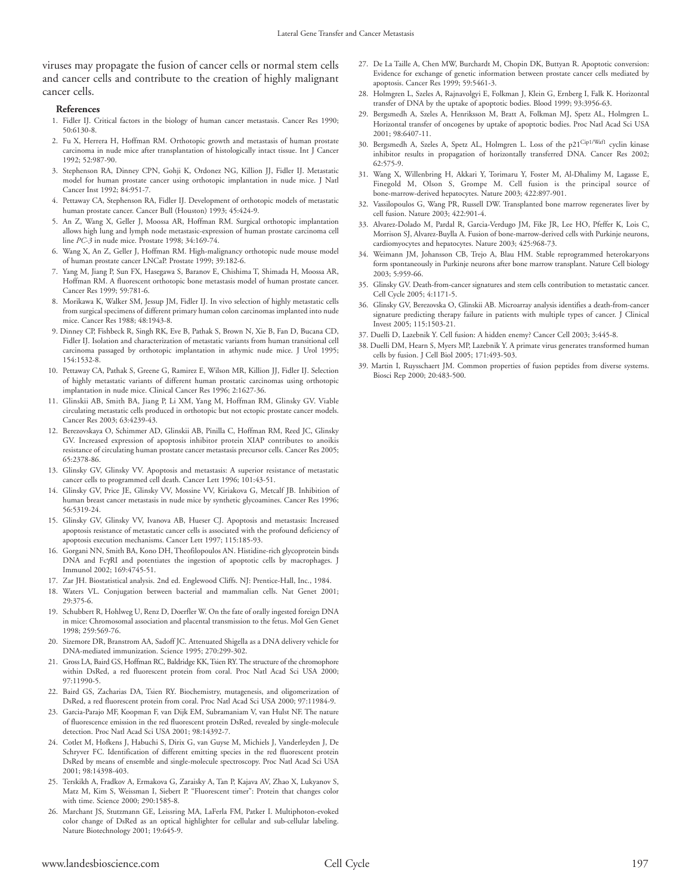viruses may propagate the fusion of cancer cells or normal stem cells and cancer cells and contribute to the creation of highly malignant cancer cells.

### References

1. Fidler IJ. Critical factors in the biology of human cancer metastasis. Cancer Res 1990; 50:6130-8.
2. Fu X, Herrera H, Hoffman RM. Orthotopic growth and metastasis of human prostate carcinoma in nude mice after transplantation of histologically intact tissue. Int J Cancer 1992; 52:987-90.
3. Stephenson RA, Dinney CPN, Gohji K, Ordonez NG, Killion JJ, Fidler IJ. Metastatic model for human prostate cancer using orthotopic implantation in nude mice. J Natl Cancer Inst 1992; 84:951-7.
4. Pettaway CA, Stephenson RA, Fidler IJ. Development of orthotopic models of metastatic human prostate cancer. Cancer Bull (Houston) 1993; 45:424-9.
5. An Z, Wang X, Geller J, Moossa AR, Hoffman RM. Surgical orthotopic implantation allows high lung and lymph node metastasic-expression of human prostate carcinoma cell line *PC-3* in nude mice. Prostate 1998; 34:169-74.
6. Wang X, An Z, Geller J, Hoffman RM. High-malignancy orthotopic nude mouse model of human prostate cancer LNCaP. Prostate 1999; 39:182-6.
7. Yang M, Jiang P, Sun FX, Hasegawa S, Baranov E, Chishima T, Shimada H, Moossa AR, Hoffman RM. A fluorescent orthotopic bone metastasis model of human prostate cancer. Cancer Res 1999; 59:781-6.
8. Morikawa K, Walker SM, Jessup JM, Fidler IJ. In vivo selection of highly metastatic cells from surgical specimens of different primary human colon carcinomas implanted into nude mice. Cancer Res 1988; 48:1943-8.
9. Dinney CP, Fishbeck R, Singh RK, Eve B, Pathak S, Brown N, Xie B, Fan D, Bucana CD, Fidler IJ. Isolation and characterization of metastatic variants from human transitional cell carcinoma passaged by orthotopic implantation in athymic nude mice. J Urol 1995; 154:1532-8.
10. Pettaway CA, Pathak S, Greene G, Ramirez E, Wilson MR, Killion JJ, Fidler IJ. Selection of highly metastatic variants of different human prostatic carcinomas using orthotopic implantation in nude mice. Clinical Cancer Res 1996; 2:1627-36.
11. Glinskii AB, Smith BA, Jiang P, Li XM, Yang M, Hoffman RM, Glinsky GV. Viable circulating metastatic cells produced in orthotopic but not ectopic prostate cancer models. Cancer Res 2003; 63:4239-43.
12. Berezovskaya O, Schimmer AD, Glinskii AB, Pinilla C, Hoffman RM, Reed JC, Glinsky GV. Increased expression of apoptosis inhibitor protein XIAP contributes to anoikis resistance of circulating human prostate cancer metastasis precursor cells. Cancer Res 2005; 65:2378-86.
13. Glinsky GV, Glinsky VV. Apoptosis and metastasis: A superior resistance of metastatic cancer cells to programmed cell death. Cancer Lett 1996; 101:43-51.
14. Glinsky GV, Price JE, Glinsky VV, Mossine VV, Kiriakova G, Metcalf JB. Inhibition of human breast cancer metastasis in nude mice by synthetic glycoamines. Cancer Res 1996; 56:5319-24.
15. Glinsky GV, Glinsky VV, Ivanova AB, Hueser CJ. Apoptosis and metastasis: Increased apoptosis resistance of metastatic cancer cells is associated with the profound deficiency of apoptosis execution mechanisms. Cancer Lett 1997; 115:185-93.
16. Gorgani NN, Smith BA, Kono DH, Theofilopoulos AN. Histidine-rich glycoprotein binds DNA and FcγRI and potentiates the ingestion of apoptotic cells by macrophages. J Immunol 2002; 169:4745-51.
17. Zar JH. Biostatistical analysis. 2nd ed. Englewood Cliffs. NJ: Prentice-Hall, Inc., 1984.
18. Waters VL. Conjugation between bacterial and mammalian cells. Nat Genet 2001; 29:375-6.
19. Schubbert R, Hohlweg U, Renz D, Doerfler W. On the fate of orally ingested foreign DNA in mice: Chromosomal association and placental transmission to the fetus. Mol Gen Genet 1998; 259:569-76.
20. Sizemore DR, Branstrom AA, Sadoff JC. Attenuated Shigella as a DNA delivery vehicle for DNA-mediated immunization. Science 1995; 270:299-302.
21. Gross LA, Baird GS, Hoffman RC, Baldridge KK, Tsien RY. The structure of the chromophore within DsRed, a red fluorescent protein from coral. Proc Natl Acad Sci USA 2000; 97:11990-5.
22. Baird GS, Zacharias DA, Tsien RY. Biochemistry, mutagenesis, and oligomerization of DsRed, a red fluorescent protein from coral. Proc Natl Acad Sci USA 2000; 97:11984-9.
23. Garcia-Parajo MF, Koopman F, van Dijk EM, Subramaniam V, van Hulst NF. The nature of fluorescence emission in the red fluorescent protein DsRed, revealed by single-molecule detection. Proc Natl Acad Sci USA 2001; 98:14392-7.
24. Cotlet M, Hofkens J, Habuchi S, Dirix G, van Guyse M, Michiels J, Vanderleyden J, De Schryver FC. Identification of different emitting species in the red fluorescent protein DsRed by means of ensemble and single-molecule spectroscopy. Proc Natl Acad Sci USA 2001; 98:14398-403.
25. Terskikh A, Fradkov A, Ermakova G, Zaraisky A, Tan P, Kajava AV, Zhao X, Lukyanov S, Matz M, Kim S, Weissman I, Siebert P. "Fluorescent timer": Protein that changes color with time. Science 2000; 290:1585-8.
26. Marchant JS, Stutzmann GE, Leissring MA, LaFerla FM, Patker I. Multiphoton-evoked color change of DsRed as an optical highlighter for cellular and sub-cellular labeling. Nature Biotechnology 2001; 19:645-9.
27. De La Taille A, Chen MW, Burchardt M, Chopin DK, Buttyan R. Apoptotic conversion: Evidence for exchange of genetic information between prostate cancer cells mediated by apoptosis. Cancer Res 1999; 59:5461-3.
28. Holmgren L, Szeles A, Rajnavolgyi E, Folkman J, Klein G, Ernberg I, Falk K. Horizontal transfer of DNA by the uptake of apoptotic bodies. Blood 1999; 93:3956-63.
29. Bergsmedh A, Szeles A, Henriksson M, Bratt A, Folkman MJ, Spetz AL, Holmgren L. Horizontal transfer of oncogenes by uptake of apoptotic bodies. Proc Natl Acad Sci USA 2001; 98:6407-11.
30. Bergsmedh A, Szeles A, Spetz AL, Holmgren L. Loss of the $p21^{Cip1/Waf1}$ cyclin kinase inhibitor results in propagation of horizontally transferred DNA. Cancer Res 2002; 62:575-9.
31. Wang X, Willenbring H, Akkari Y, Torimaru Y, Foster M, Al-Dhalimy M, Lagasse E, Finegold M, Olson S, Grompe M. Cell fusion is the principal source of bone-marrow-derived hepatocytes. Nature 2003; 422:897-901.
32. Vassilopoulos G, Wang PR, Russell DW. Transplanted bone marrow regenerates liver by cell fusion. Nature 2003; 422:901-4.
33. Alvarez-Dolado M, Pardal R, Garcia-Verdugo JM, Fike JR, Lee HO, Pfeffer K, Lois C, Morrison SJ, Alvarez-Buylla A. Fusion of bone-marrow-derived cells with Purkinje neurons, cardiomyocytes and hepatocytes. Nature 2003; 425:968-73.
34. Weimann JM, Johansson CB, Trejo A, Blau HM. Stable reprogrammed heterokaryons form spontaneously in Purkinje neurons after bone marrow transplant. Nature Cell biology 2003; 5:959-66.
35. Glinsky GV. Death-from-cancer signatures and stem cells contribution to metastatic cancer. Cell Cycle 2005; 4:1171-5.
36. Glinsky GV, Berezovska O, Glinskii AB. Microarray analysis identifies a death-from-cancer signature predicting therapy failure in patients with multiple types of cancer. J Clinical Invest 2005; 115:1503-21.
37. Duelli D, Lazebnik Y. Cell fusion: A hidden enemy? Cancer Cell 2003; 3:445-8.
38. Duelli DM, Hearn S, Myers MP, Lazebnik Y. A primate virus generates transformed human cells by fusion. J Cell Biol 2005; 171:493-503.
39. Martin I, Ruysschaert JM. Common properties of fusion peptides from diverse systems. Biosci Rep 2000; 20:483-500.